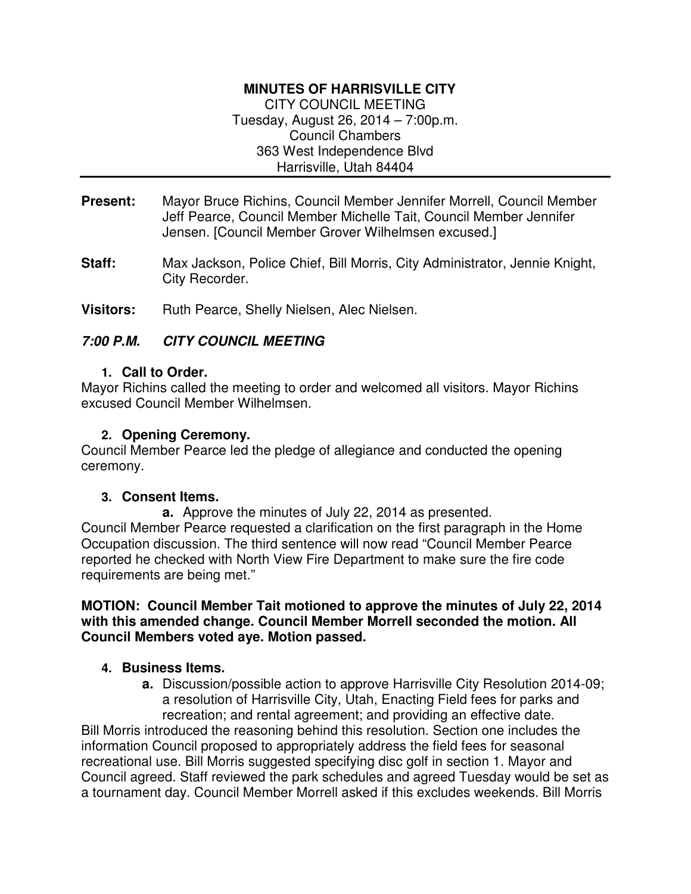# MINUTES OF HARRISVILLE CITY

CITY COUNCIL MEETING
Tuesday, August 26, 2014 – 7:00p.m.
Council Chambers
363 West Independence Blvd
Harrisville, Utah 84404

---

**Present:** Mayor Bruce Richins, Council Member Jennifer Morrell, Council Member Jeff Pearce, Council Member Michelle Tait, Council Member Jennifer Jensen. [Council Member Grover Wilhelmsen excused.]

**Staff:** Max Jackson, Police Chief, Bill Morris, City Administrator, Jennie Knight, City Recorder.

**Visitors:** Ruth Pearce, Shelly Nielsen, Alec Nielsen.

## *7:00 P.M. CITY COUNCIL MEETING*

### 1. Call to Order.

Mayor Richins called the meeting to order and welcomed all visitors. Mayor Richins excused Council Member Wilhelmsen.

### 2. Opening Ceremony.

Council Member Pearce led the pledge of allegiance and conducted the opening ceremony.

### 3. Consent Items.

**a.** Approve the minutes of July 22, 2014 as presented.

Council Member Pearce requested a clarification on the first paragraph in the Home Occupation discussion. The third sentence will now read "Council Member Pearce reported he checked with North View Fire Department to make sure the fire code requirements are being met."

**MOTION: Council Member Tait motioned to approve the minutes of July 22, 2014 with this amended change. Council Member Morrell seconded the motion. All Council Members voted aye. Motion passed.**

### 4. Business Items.

**a.** Discussion/possible action to approve Harrisville City Resolution 2014-09; a resolution of Harrisville City, Utah, Enacting Field fees for parks and recreation; and rental agreement; and providing an effective date.

Bill Morris introduced the reasoning behind this resolution. Section one includes the information Council proposed to appropriately address the field fees for seasonal recreational use. Bill Morris suggested specifying disc golf in section 1. Mayor and Council agreed. Staff reviewed the park schedules and agreed Tuesday would be set as a tournament day. Council Member Morrell asked if this excludes weekends. Bill Morris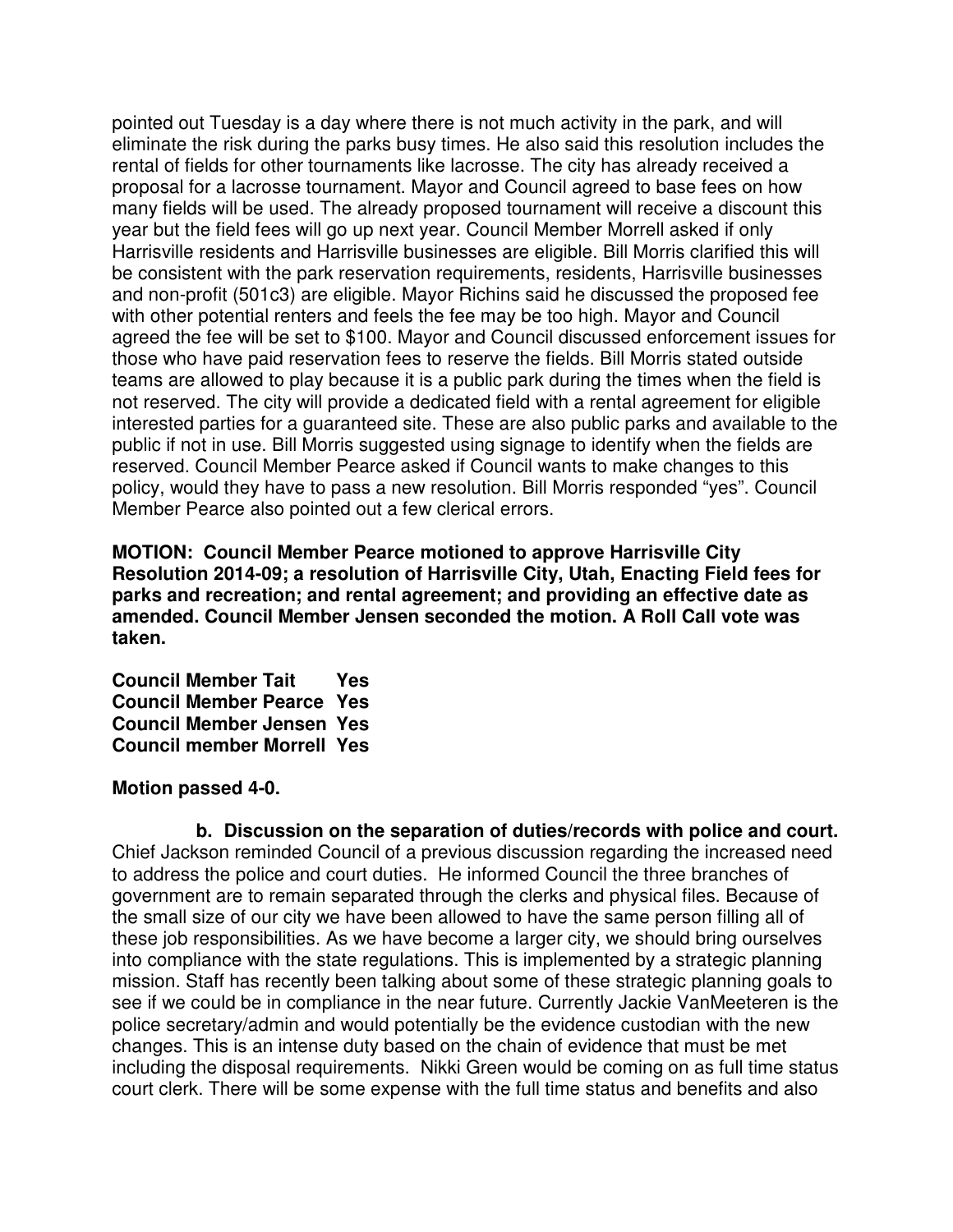pointed out Tuesday is a day where there is not much activity in the park, and will eliminate the risk during the parks busy times. He also said this resolution includes the rental of fields for other tournaments like lacrosse. The city has already received a proposal for a lacrosse tournament. Mayor and Council agreed to base fees on how many fields will be used. The already proposed tournament will receive a discount this year but the field fees will go up next year. Council Member Morrell asked if only Harrisville residents and Harrisville businesses are eligible. Bill Morris clarified this will be consistent with the park reservation requirements, residents, Harrisville businesses and non-profit (501c3) are eligible. Mayor Richins said he discussed the proposed fee with other potential renters and feels the fee may be too high. Mayor and Council agreed the fee will be set to $100. Mayor and Council discussed enforcement issues for those who have paid reservation fees to reserve the fields. Bill Morris stated outside teams are allowed to play because it is a public park during the times when the field is not reserved. The city will provide a dedicated field with a rental agreement for eligible interested parties for a guaranteed site. These are also public parks and available to the public if not in use. Bill Morris suggested using signage to identify when the fields are reserved. Council Member Pearce asked if Council wants to make changes to this policy, would they have to pass a new resolution. Bill Morris responded "yes". Council Member Pearce also pointed out a few clerical errors.

**MOTION: Council Member Pearce motioned to approve Harrisville City Resolution 2014-09; a resolution of Harrisville City, Utah, Enacting Field fees for parks and recreation; and rental agreement; and providing an effective date as amended. Council Member Jensen seconded the motion. A Roll Call vote was taken.**

**Council Member Tait Yes**
**Council Member Pearce Yes**
**Council Member Jensen Yes**
**Council member Morrell Yes**

**Motion passed 4-0.**

**b. Discussion on the separation of duties/records with police and court.**
Chief Jackson reminded Council of a previous discussion regarding the increased need to address the police and court duties. He informed Council the three branches of government are to remain separated through the clerks and physical files. Because of the small size of our city we have been allowed to have the same person filling all of these job responsibilities. As we have become a larger city, we should bring ourselves into compliance with the state regulations. This is implemented by a strategic planning mission. Staff has recently been talking about some of these strategic planning goals to see if we could be in compliance in the near future. Currently Jackie VanMeeteren is the police secretary/admin and would potentially be the evidence custodian with the new changes. This is an intense duty based on the chain of evidence that must be met including the disposal requirements. Nikki Green would be coming on as full time status court clerk. There will be some expense with the full time status and benefits and also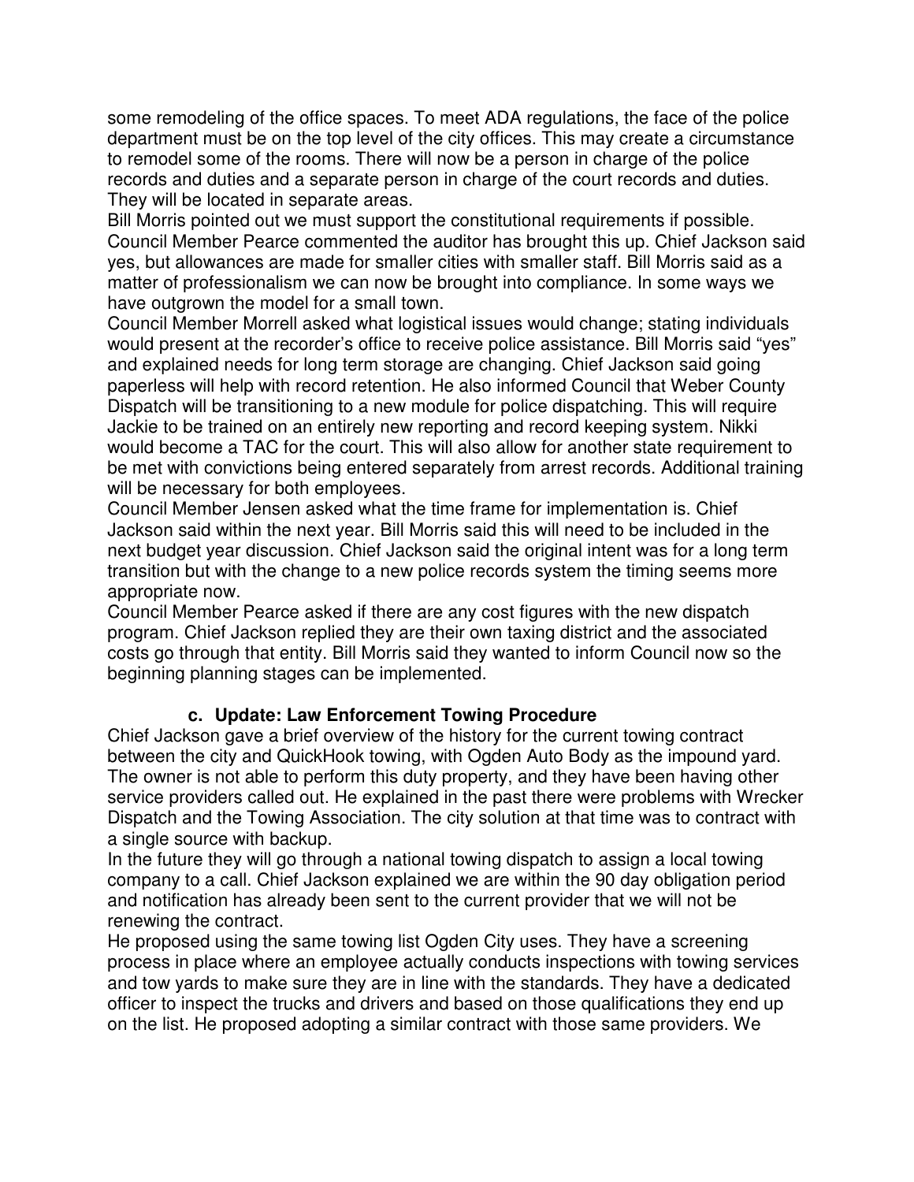some remodeling of the office spaces. To meet ADA regulations, the face of the police department must be on the top level of the city offices. This may create a circumstance to remodel some of the rooms. There will now be a person in charge of the police records and duties and a separate person in charge of the court records and duties. They will be located in separate areas.

Bill Morris pointed out we must support the constitutional requirements if possible. Council Member Pearce commented the auditor has brought this up. Chief Jackson said yes, but allowances are made for smaller cities with smaller staff. Bill Morris said as a matter of professionalism we can now be brought into compliance. In some ways we have outgrown the model for a small town.

Council Member Morrell asked what logistical issues would change; stating individuals would present at the recorder's office to receive police assistance. Bill Morris said "yes" and explained needs for long term storage are changing. Chief Jackson said going paperless will help with record retention. He also informed Council that Weber County Dispatch will be transitioning to a new module for police dispatching. This will require Jackie to be trained on an entirely new reporting and record keeping system. Nikki would become a TAC for the court. This will also allow for another state requirement to be met with convictions being entered separately from arrest records. Additional training will be necessary for both employees.

Council Member Jensen asked what the time frame for implementation is. Chief Jackson said within the next year. Bill Morris said this will need to be included in the next budget year discussion. Chief Jackson said the original intent was for a long term transition but with the change to a new police records system the timing seems more appropriate now.

Council Member Pearce asked if there are any cost figures with the new dispatch program. Chief Jackson replied they are their own taxing district and the associated costs go through that entity. Bill Morris said they wanted to inform Council now so the beginning planning stages can be implemented.

**c. Update: Law Enforcement Towing Procedure**

Chief Jackson gave a brief overview of the history for the current towing contract between the city and QuickHook towing, with Ogden Auto Body as the impound yard. The owner is not able to perform this duty property, and they have been having other service providers called out. He explained in the past there were problems with Wrecker Dispatch and the Towing Association. The city solution at that time was to contract with a single source with backup.

In the future they will go through a national towing dispatch to assign a local towing company to a call. Chief Jackson explained we are within the 90 day obligation period and notification has already been sent to the current provider that we will not be renewing the contract.

He proposed using the same towing list Ogden City uses. They have a screening process in place where an employee actually conducts inspections with towing services and tow yards to make sure they are in line with the standards. They have a dedicated officer to inspect the trucks and drivers and based on those qualifications they end up on the list. He proposed adopting a similar contract with those same providers. We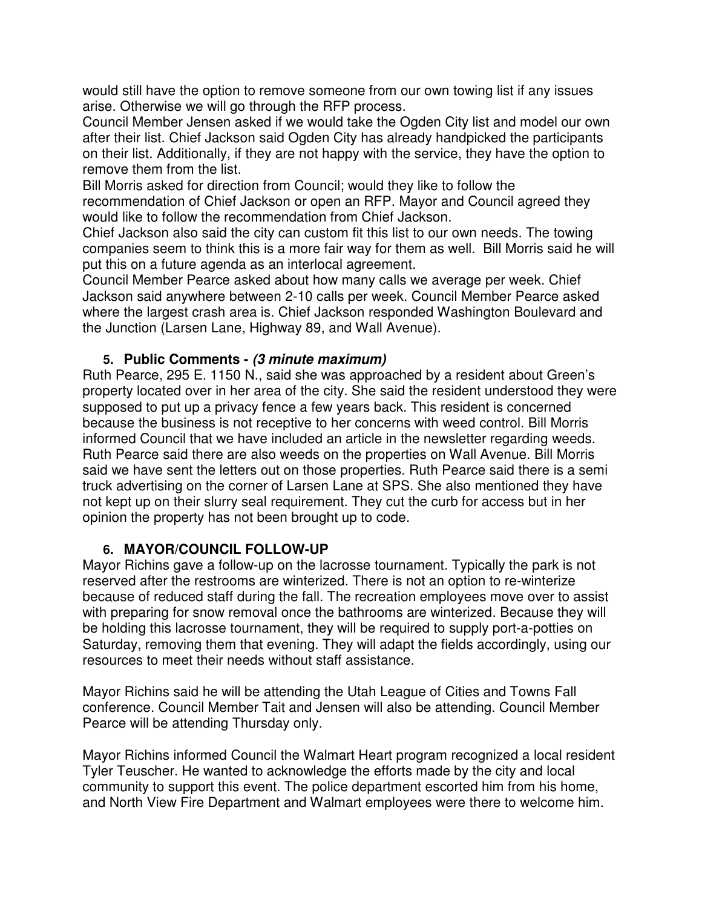would still have the option to remove someone from our own towing list if any issues arise. Otherwise we will go through the RFP process.

Council Member Jensen asked if we would take the Ogden City list and model our own after their list. Chief Jackson said Ogden City has already handpicked the participants on their list. Additionally, if they are not happy with the service, they have the option to remove them from the list.

Bill Morris asked for direction from Council; would they like to follow the recommendation of Chief Jackson or open an RFP. Mayor and Council agreed they would like to follow the recommendation from Chief Jackson.

Chief Jackson also said the city can custom fit this list to our own needs. The towing companies seem to think this is a more fair way for them as well. Bill Morris said he will put this on a future agenda as an interlocal agreement.

Council Member Pearce asked about how many calls we average per week. Chief Jackson said anywhere between 2-10 calls per week. Council Member Pearce asked where the largest crash area is. Chief Jackson responded Washington Boulevard and the Junction (Larsen Lane, Highway 89, and Wall Avenue).

5. **Public Comments -** ***(3 minute maximum)***

Ruth Pearce, 295 E. 1150 N., said she was approached by a resident about Green's property located over in her area of the city. She said the resident understood they were supposed to put up a privacy fence a few years back. This resident is concerned because the business is not receptive to her concerns with weed control. Bill Morris informed Council that we have included an article in the newsletter regarding weeds. Ruth Pearce said there are also weeds on the properties on Wall Avenue. Bill Morris said we have sent the letters out on those properties. Ruth Pearce said there is a semi truck advertising on the corner of Larsen Lane at SPS. She also mentioned they have not kept up on their slurry seal requirement. They cut the curb for access but in her opinion the property has not been brought up to code.

6. **MAYOR/COUNCIL FOLLOW-UP**

Mayor Richins gave a follow-up on the lacrosse tournament. Typically the park is not reserved after the restrooms are winterized. There is not an option to re-winterize because of reduced staff during the fall. The recreation employees move over to assist with preparing for snow removal once the bathrooms are winterized. Because they will be holding this lacrosse tournament, they will be required to supply port-a-potties on Saturday, removing them that evening. They will adapt the fields accordingly, using our resources to meet their needs without staff assistance.

Mayor Richins said he will be attending the Utah League of Cities and Towns Fall conference. Council Member Tait and Jensen will also be attending. Council Member Pearce will be attending Thursday only.

Mayor Richins informed Council the Walmart Heart program recognized a local resident Tyler Teuscher. He wanted to acknowledge the efforts made by the city and local community to support this event. The police department escorted him from his home, and North View Fire Department and Walmart employees were there to welcome him.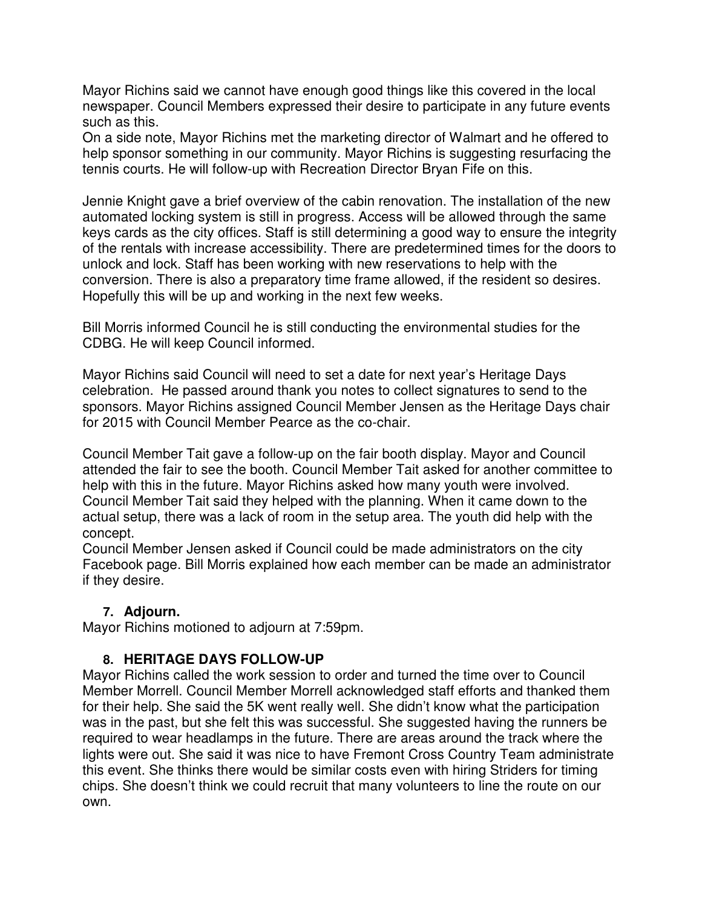Mayor Richins said we cannot have enough good things like this covered in the local newspaper. Council Members expressed their desire to participate in any future events such as this.
On a side note, Mayor Richins met the marketing director of Walmart and he offered to help sponsor something in our community. Mayor Richins is suggesting resurfacing the tennis courts. He will follow-up with Recreation Director Bryan Fife on this.

Jennie Knight gave a brief overview of the cabin renovation. The installation of the new automated locking system is still in progress. Access will be allowed through the same keys cards as the city offices. Staff is still determining a good way to ensure the integrity of the rentals with increase accessibility. There are predetermined times for the doors to unlock and lock. Staff has been working with new reservations to help with the conversion. There is also a preparatory time frame allowed, if the resident so desires. Hopefully this will be up and working in the next few weeks.

Bill Morris informed Council he is still conducting the environmental studies for the CDBG. He will keep Council informed.

Mayor Richins said Council will need to set a date for next year's Heritage Days celebration. He passed around thank you notes to collect signatures to send to the sponsors. Mayor Richins assigned Council Member Jensen as the Heritage Days chair for 2015 with Council Member Pearce as the co-chair.

Council Member Tait gave a follow-up on the fair booth display. Mayor and Council attended the fair to see the booth. Council Member Tait asked for another committee to help with this in the future. Mayor Richins asked how many youth were involved. Council Member Tait said they helped with the planning. When it came down to the actual setup, there was a lack of room in the setup area. The youth did help with the concept.
Council Member Jensen asked if Council could be made administrators on the city Facebook page. Bill Morris explained how each member can be made an administrator if they desire.

**7. Adjourn.**
Mayor Richins motioned to adjourn at 7:59pm.

**8. HERITAGE DAYS FOLLOW-UP**
Mayor Richins called the work session to order and turned the time over to Council Member Morrell. Council Member Morrell acknowledged staff efforts and thanked them for their help. She said the 5K went really well. She didn't know what the participation was in the past, but she felt this was successful. She suggested having the runners be required to wear headlamps in the future. There are areas around the track where the lights were out. She said it was nice to have Fremont Cross Country Team administrate this event. She thinks there would be similar costs even with hiring Striders for timing chips. She doesn't think we could recruit that many volunteers to line the route on our own.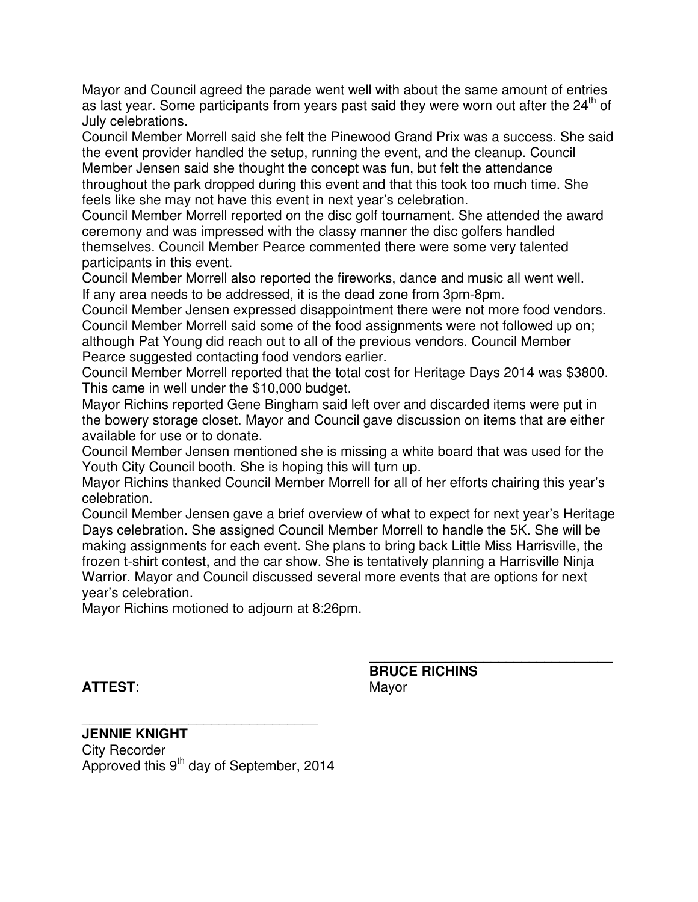Mayor and Council agreed the parade went well with about the same amount of entries as last year. Some participants from years past said they were worn out after the 24th of July celebrations.

Council Member Morrell said she felt the Pinewood Grand Prix was a success. She said the event provider handled the setup, running the event, and the cleanup. Council Member Jensen said she thought the concept was fun, but felt the attendance throughout the park dropped during this event and that this took too much time. She feels like she may not have this event in next year's celebration.

Council Member Morrell reported on the disc golf tournament. She attended the award ceremony and was impressed with the classy manner the disc golfers handled themselves. Council Member Pearce commented there were some very talented participants in this event.

Council Member Morrell also reported the fireworks, dance and music all went well. If any area needs to be addressed, it is the dead zone from 3pm-8pm.

Council Member Jensen expressed disappointment there were not more food vendors. Council Member Morrell said some of the food assignments were not followed up on; although Pat Young did reach out to all of the previous vendors. Council Member Pearce suggested contacting food vendors earlier.

Council Member Morrell reported that the total cost for Heritage Days 2014 was $3800. This came in well under the $10,000 budget.

Mayor Richins reported Gene Bingham said left over and discarded items were put in the bowery storage closet. Mayor and Council gave discussion on items that are either available for use or to donate.

Council Member Jensen mentioned she is missing a white board that was used for the Youth City Council booth. She is hoping this will turn up.

Mayor Richins thanked Council Member Morrell for all of her efforts chairing this year's celebration.

Council Member Jensen gave a brief overview of what to expect for next year's Heritage Days celebration. She assigned Council Member Morrell to handle the 5K. She will be making assignments for each event. She plans to bring back Little Miss Harrisville, the frozen t-shirt contest, and the car show. She is tentatively planning a Harrisville Ninja Warrior. Mayor and Council discussed several more events that are options for next year's celebration.

Mayor Richins motioned to adjourn at 8:26pm.

\_\_\_\_\_\_\_\_\_\_\_\_\_\_\_\_\_\_\_\_\_\_\_\_\_\_\_\_\_\_\_\_

**BRUCE RICHINS**
Mayor

**ATTEST**:

\_\_\_\_\_\_\_\_\_\_\_\_\_\_\_\_\_\_\_\_\_\_\_\_\_\_\_\_\_\_\_\_

**JENNIE KNIGHT**
City Recorder
Approved this 9th day of September, 2014